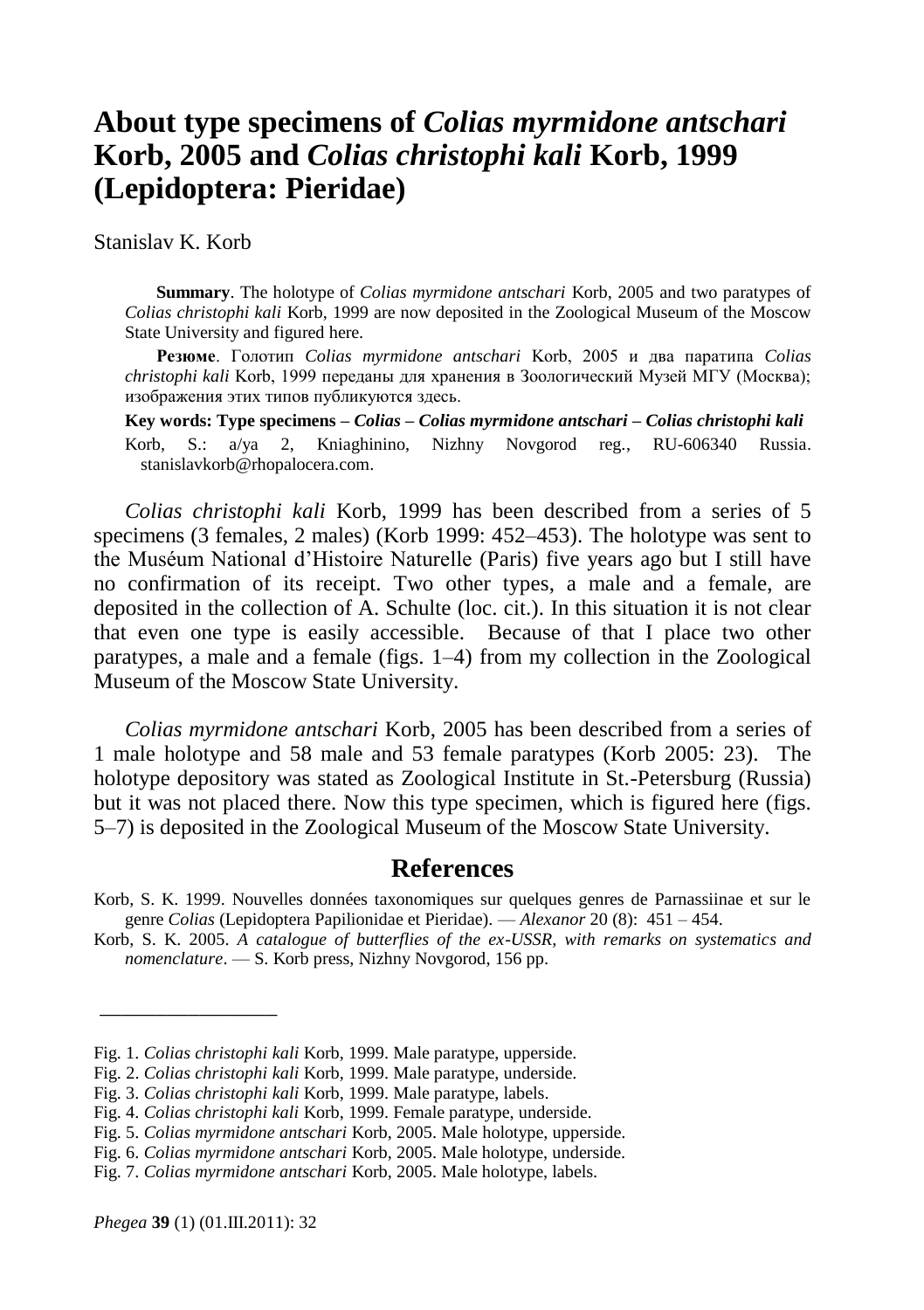# About type specimens of *Colias myrmidone antschari* Korb, 2005 and *Colias christophi kali* Korb, 1999 (Lepidoptera: Pieridae)

Stanislav K. Korb

**Summary**. The holotype of *Colias myrmidone antschari* Korb, 2005 and two paratypes of *Colias christophi kali* Korb, 1999 are now deposited in the Zoological Museum of the Moscow State University and figured here.

**Резюме**. Голотип *Colias myrmidone antschari* Korb, 2005 и два паратипа *Colias christophi kali* Korb, 1999 переданы для хранения в Зоологический Музей МГУ (Москва); изображения этих типов публикуются здесь.

**Key words: Type specimens – *Colias* – *Colias myrmidone antschari* – *Colias christophi kali***

Korb, S.: a/ya 2, Kniaghinino, Nizhny Novgorod reg., RU-606340 Russia. stanislavkorb@rhopalocera.com.

*Colias christophi kali* Korb, 1999 has been described from a series of 5 specimens (3 females, 2 males) (Korb 1999: 452–453). The holotype was sent to the Muséum National d'Histoire Naturelle (Paris) five years ago but I still have no confirmation of its receipt. Two other types, a male and a female, are deposited in the collection of A. Schulte (loc. cit.). In this situation it is not clear that even one type is easily accessible. Because of that I place two other paratypes, a male and a female (figs. 1–4) from my collection in the Zoological Museum of the Moscow State University.

*Colias myrmidone antschari* Korb, 2005 has been described from a series of 1 male holotype and 58 male and 53 female paratypes (Korb 2005: 23). The holotype depository was stated as Zoological Institute in St.-Petersburg (Russia) but it was not placed there. Now this type specimen, which is figured here (figs. 5–7) is deposited in the Zoological Museum of the Moscow State University.

## References

Korb, S. K. 1999. Nouvelles données taxonomiques sur quelques genres de Parnassiinae et sur le genre *Colias* (Lepidoptera Papilionidae et Pieridae). — *Alexanor* 20 (8): 451 – 454.

Korb, S. K. 2005. *A catalogue of butterflies of the ex-USSR, with remarks on systematics and nomenclature*. — S. Korb press, Nizhny Novgorod, 156 pp.

---

Fig. 1. *Colias christophi kali* Korb, 1999. Male paratype, upperside.
Fig. 2. *Colias christophi kali* Korb, 1999. Male paratype, underside.
Fig. 3. *Colias christophi kali* Korb, 1999. Male paratype, labels.
Fig. 4. *Colias christophi kali* Korb, 1999. Female paratype, underside.
Fig. 5. *Colias myrmidone antschari* Korb, 2005. Male holotype, upperside.
Fig. 6. *Colias myrmidone antschari* Korb, 2005. Male holotype, underside.
Fig. 7. *Colias myrmidone antschari* Korb, 2005. Male holotype, labels.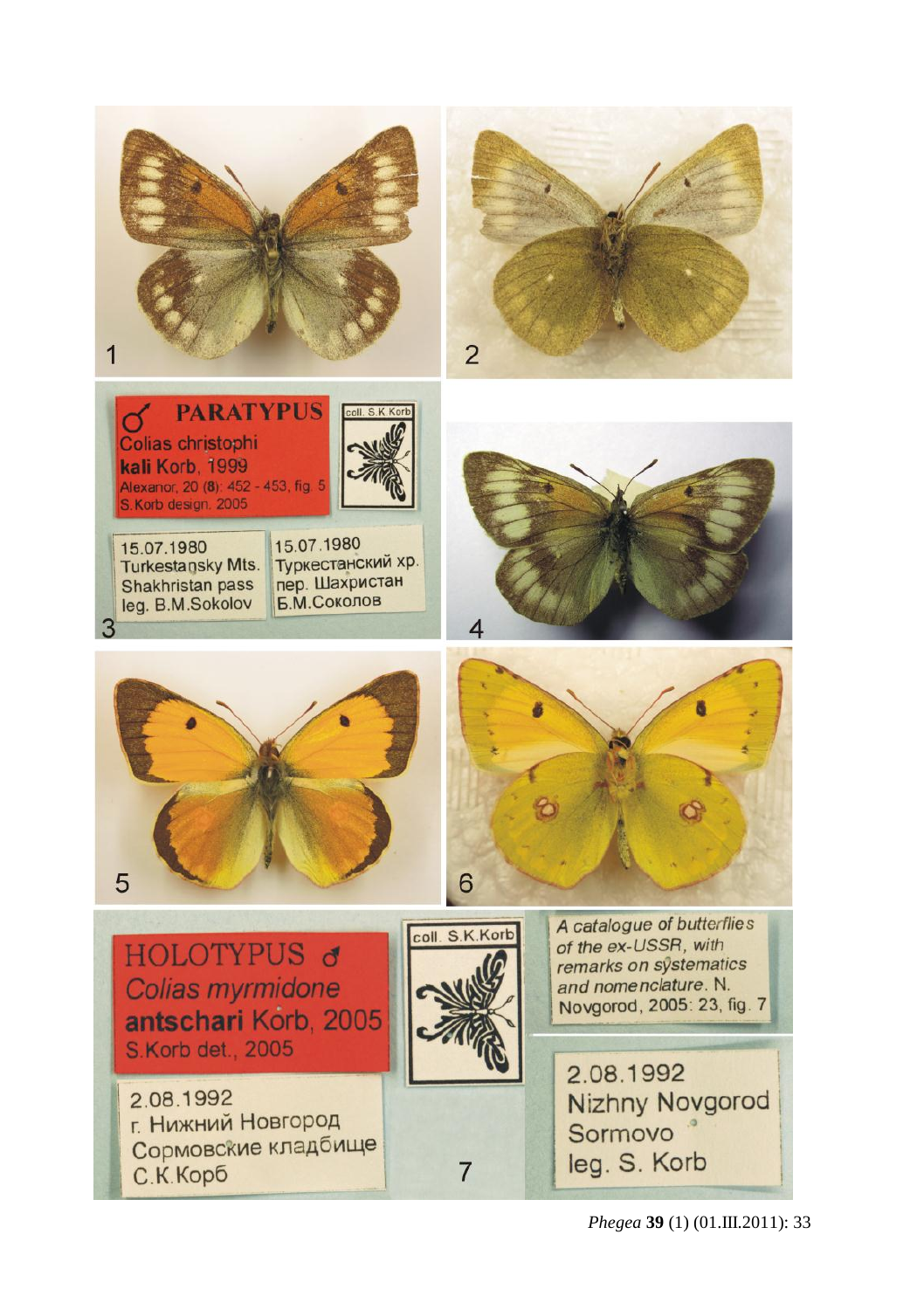1

2

♂ PARATYPUS
Colias christophi
**kali** Korb, 1999
Alexanor, 20 (8): 452 - 453, fig. 5
S.Korb design. 2005

coll. S.K.Korb

15.07.1980
Turkestansky Mts.
Shakhristan pass
leg. B.M.Sokolov

15.07.1980
Туркестанский хр.
пер. Шахристан
Б.М.Соколов

3

4

5

6

HOLOTYPUS ♂
*Colias myrmidone*
**antschari** Korb, 2005
S.Korb det., 2005

coll. S.K.Korb

*A catalogue of butterflies of the ex-USSR, with remarks on systematics and nomenclature*. N. Novgorod, 2005: 23, fig. 7

2.08.1992
г. Нижний Новгород
Сормовские кладбище
С.К.Корб

2.08.1992
Nizhny Novgorod
Sormovo
leg. S. Korb

7